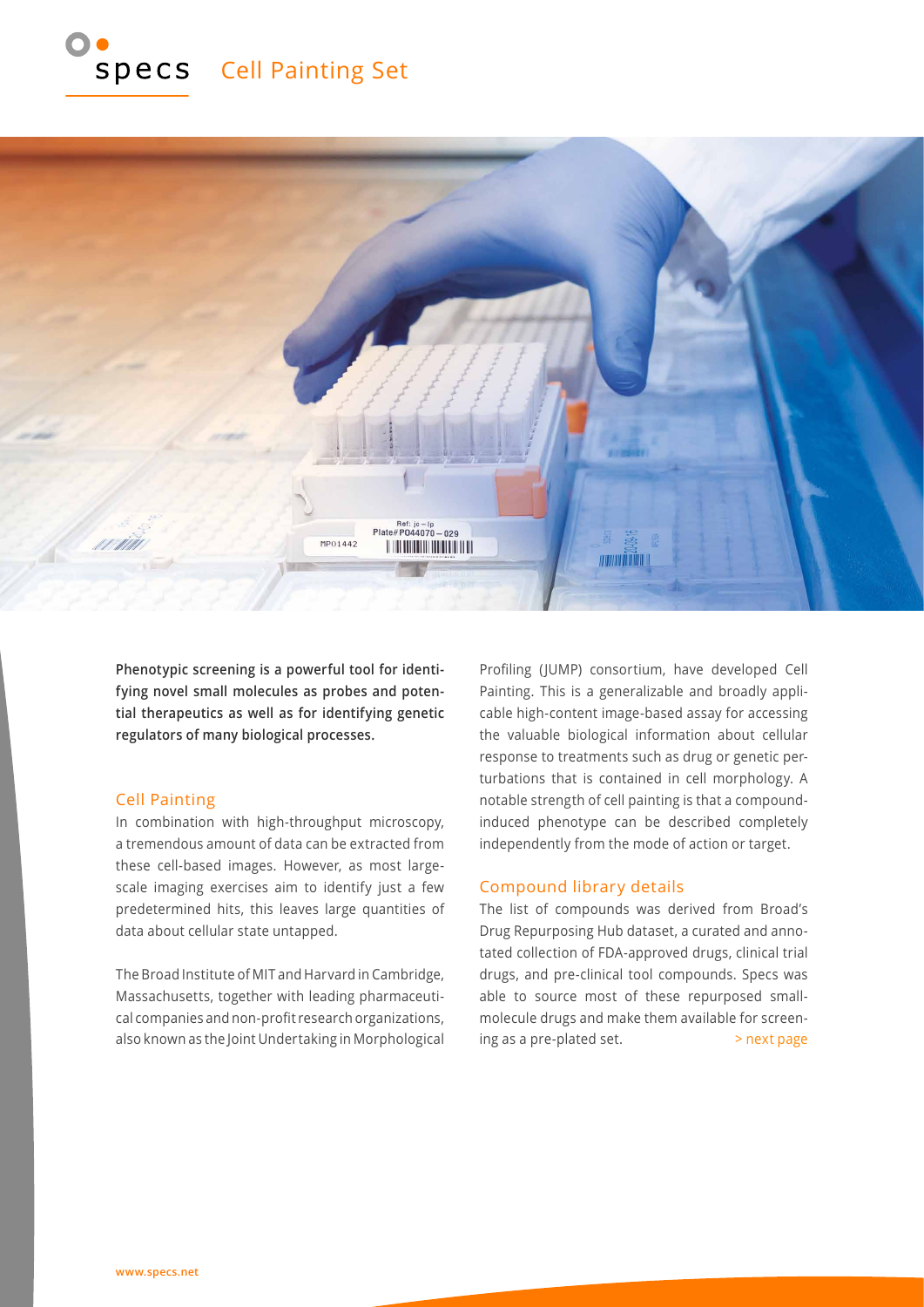# specs Cell Painting Set

**Phenotypic screening is a powerful tool for identifying novel small molecules as probes and potential therapeutics as well as for identifying genetic regulators of many biological processes.**

## Cell Painting

In combination with high-throughput microscopy, a tremendous amount of data can be extracted from these cell-based images. However, as most large-scale imaging exercises aim to identify just a few predetermined hits, this leaves large quantities of data about cellular state untapped.

The Broad Institute of MIT and Harvard in Cambridge, Massachusetts, together with leading pharmaceutical companies and non-profit research organizations, also known as the Joint Undertaking in Morphological Profiling (JUMP) consortium, have developed Cell Painting. This is a generalizable and broadly applicable high-content image-based assay for accessing the valuable biological information about cellular response to treatments such as drug or genetic perturbations that is contained in cell morphology. A notable strength of cell painting is that a compound-induced phenotype can be described completely independently from the mode of action or target.

## Compound library details

The list of compounds was derived from Broad's Drug Repurposing Hub dataset, a curated and annotated collection of FDA-approved drugs, clinical trial drugs, and pre-clinical tool compounds. Specs was able to source most of these repurposed small-molecule drugs and make them available for screening as a pre-plated set.

> next page

www.specs.net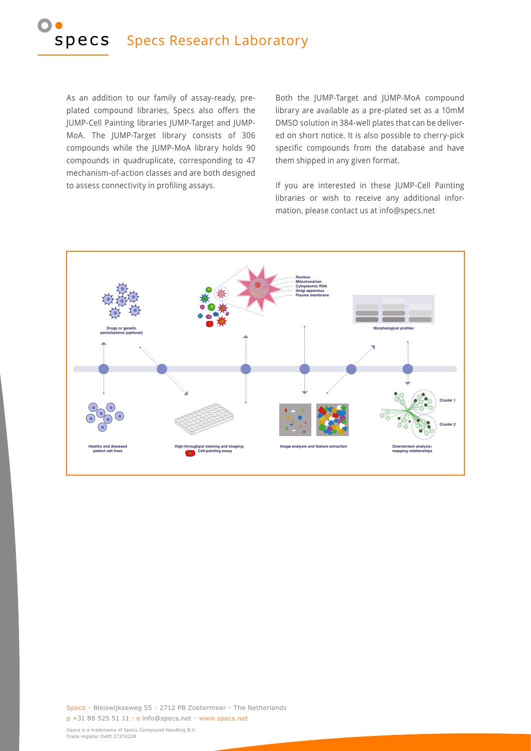As an addition to our family of assay-ready, pre-plated compound libraries, Specs also offers the JUMP-Cell Painting libraries JUMP-Target and JUMP-MoA. The JUMP-Target library consists of 306 compounds while the JUMP-MoA library holds 90 compounds in quadruplicate, corresponding to 47 mechanism-of-action classes and are both designed to assess connectivity in profiling assays.

Both the JUMP-Target and JUMP-MoA compound library are available as a pre-plated set as a 10mM DMSO solution in 384-well plates that can be delivered on short notice. It is also possible to cherry-pick specific compounds from the database and have them shipped in any given format.

If you are interested in these JUMP-Cell Painting libraries or wish to receive any additional information, please contact us at info@specs.net

Drugs or genetic perturbations (optional)

Nucleus
Mitochondrion
Cytoplasmic RNA
Golgi apparatus
Plasma membrane

Morphological profiles

Healthy and diseased patient cell lines

High-throughput staining and imaging: Cell-painting assay

Image analysis and feature extraction

Cluster 1

Cluster 2

Downstream analysis: mapping relationships